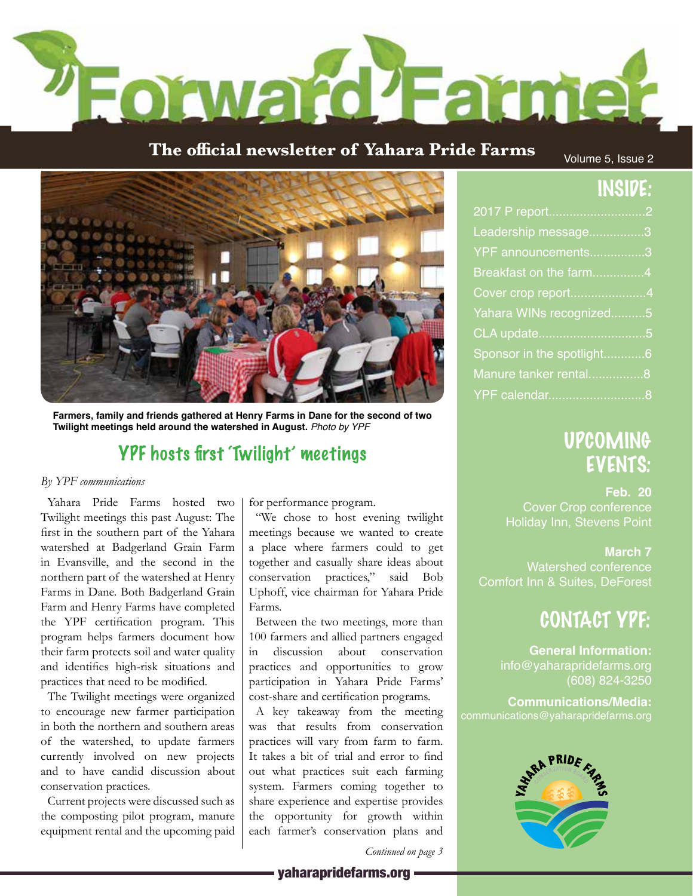# Forward Farmer

**The official newsletter of Yahara Pride Farms**

## INSIDE:

- 2017 P report............................2
- Leadership message................3
- YPF announcements................3
- Breakfast on the farm...............4
- Cover crop report......................4
- Yahara WINs recognized..........5
- CLA update...............................5
- Sponsor in the spotlight............6
- Manure tanker rental................8
- YPF calendar............................8

## UPCOMING EVENTS:

**Feb. 20**
Cover Crop conference
Holiday Inn, Stevens Point

**March 7**
Watershed conference
Comfort Inn & Suites, DeForest

## CONTACT YPF:

**General Information:**
info@yaharapridefarms.org
(608) 824-3250

**Communications/Media:**
communications@yaharapridefarms.org

**Farmers, family and friends gathered at Henry Farms in Dane for the second of two Twilight meetings held around the watershed in August.** *Photo by YPF*

## YPF hosts first 'Twilight' meetings

*By YPF communications*

Yahara Pride Farms hosted two Twilight meetings this past August: The first in the southern part of the Yahara watershed at Badgerland Grain Farm in Evansville, and the second in the northern part of the watershed at Henry Farms in Dane. Both Badgerland Grain Farm and Henry Farms have completed the YPF certification program. This program helps farmers document how their farm protects soil and water quality and identifies high-risk situations and practices that need to be modified.

The Twilight meetings were organized to encourage new farmer participation in both the northern and southern areas of the watershed, to update farmers currently involved on new projects and to have candid discussion about conservation practices.

Current projects were discussed such as the composting pilot program, manure equipment rental and the upcoming paid for performance program.

"We chose to host evening twilight meetings because we wanted to create a place where farmers could to get together and casually share ideas about conservation practices," said Bob Uphoff, vice chairman for Yahara Pride Farms.

Between the two meetings, more than 100 farmers and allied partners engaged in discussion about conservation practices and opportunities to grow participation in Yahara Pride Farms' cost-share and certification programs.

A key takeaway from the meeting was that results from conservation practices will vary from farm to farm. It takes a bit of trial and error to find out what practices suit each farming system. Farmers coming together to share experience and expertise provides the opportunity for growth within each farmer's conservation plans and

*Continued on page 3*

yaharapridefarms.org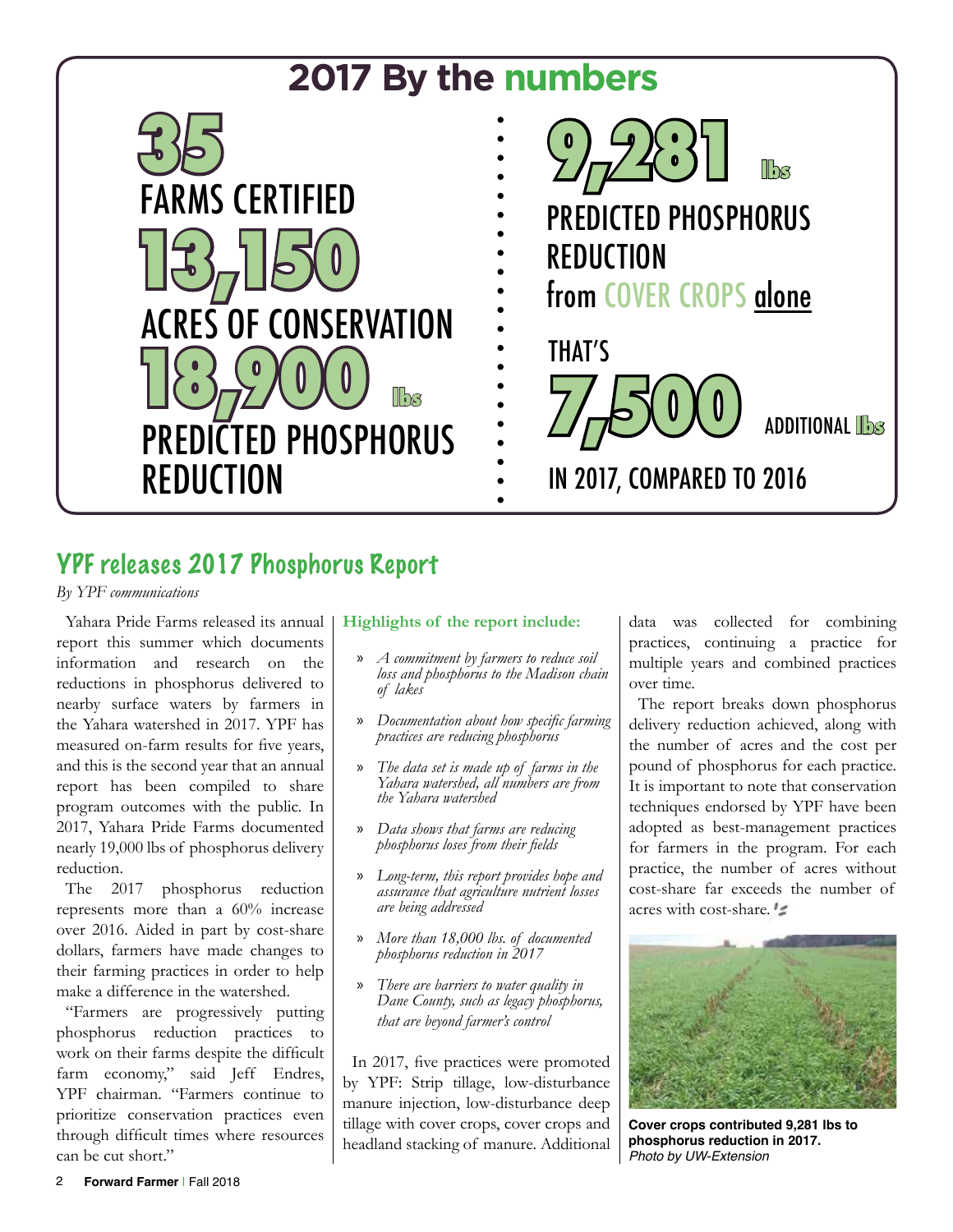## 2017 By the numbers

**35** FARMS CERTIFIED

**13,150** ACRES OF CONSERVATION

**18,900 lbs** PREDICTED PHOSPHORUS REDUCTION

**9,281 lbs** PREDICTED PHOSPHORUS REDUCTION from COVER CROPS alone

THAT'S **7,500** ADDITIONAL **lbs** IN 2017, COMPARED TO 2016

## YPF releases 2017 Phosphorus Report

*By YPF communications*

Yahara Pride Farms released its annual report this summer which documents information and research on the reductions in phosphorus delivered to nearby surface waters by farmers in the Yahara watershed in 2017. YPF has measured on-farm results for five years, and this is the second year that an annual report has been compiled to share program outcomes with the public. In 2017, Yahara Pride Farms documented nearly 19,000 lbs of phosphorus delivery reduction.

The 2017 phosphorus reduction represents more than a 60% increase over 2016. Aided in part by cost-share dollars, farmers have made changes to their farming practices in order to help make a difference in the watershed.

"Farmers are progressively putting phosphorus reduction practices to work on their farms despite the difficult farm economy," said Jeff Endres, YPF chairman. "Farmers continue to prioritize conservation practices even through difficult times where resources can be cut short."

**Highlights of the report include:**

- *A commitment by farmers to reduce soil loss and phosphorus to the Madison chain of lakes*
- *Documentation about how specific farming practices are reducing phosphorus*
- *The data set is made up of farms in the Yahara watershed, all numbers are from the Yahara watershed*
- *Data shows that farms are reducing phosphorus loses from their fields*
- *Long-term, this report provides hope and assurance that agriculture nutrient losses are being addressed*
- *More than 18,000 lbs. of documented phosphorus reduction in 2017*
- *There are barriers to water quality in Dane County, such as legacy phosphorus, that are beyond farmer's control*

In 2017, five practices were promoted by YPF: Strip tillage, low-disturbance manure injection, low-disturbance deep tillage with cover crops, cover crops and headland stacking of manure. Additional data was collected for combining practices, continuing a practice for multiple years and combined practices over time.

The report breaks down phosphorus delivery reduction achieved, along with the number of acres and the cost per pound of phosphorus for each practice. It is important to note that conservation techniques endorsed by YPF have been adopted as best-management practices for farmers in the program. For each practice, the number of acres without cost-share far exceeds the number of acres with cost-share.

**Cover crops contributed 9,281 lbs to phosphorus reduction in 2017.**
*Photo by UW-Extension*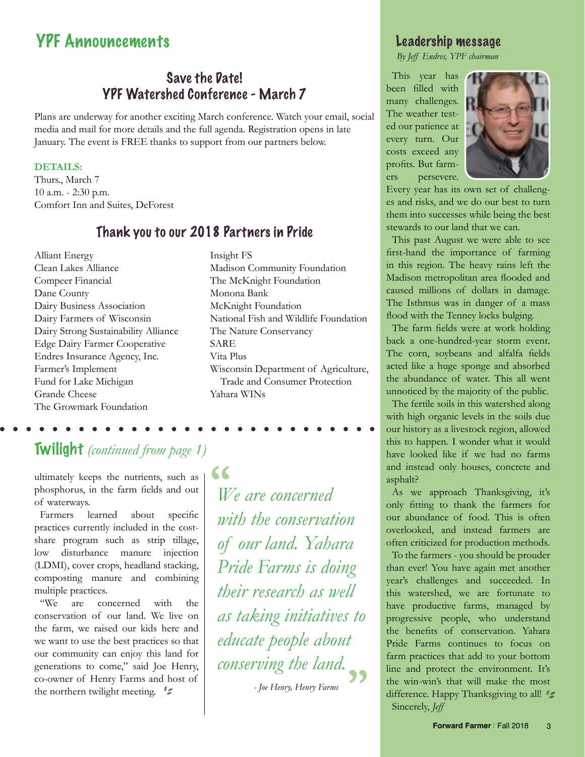# YPF Announcements

## Save the Date! YPF Watershed Conference - March 7

Plans are underway for another exciting March conference. Watch your email, social media and mail for more details and the full agenda. Registration opens in late January. The event is FREE thanks to support from our partners below.

**DETAILS:**
Thurs., March 7
10 a.m. - 2:30 p.m.
Comfort Inn and Suites, DeForest

## Thank you to our 2018 Partners in Pride

- Alliant Energy
- Clean Lakes Alliance
- Compeer Financial
- Dane County
- Dairy Business Association
- Dairy Farmers of Wisconsin
- Dairy Strong Sustainability Alliance
- Edge Dairy Farmer Cooperative
- Endres Insurance Agency, Inc.
- Farmer's Implement
- Fund for Lake Michigan
- Grande Cheese
- The Growmark Foundation
- Insight FS
- Madison Community Foundation
- The McKnight Foundation
- Monona Bank
- McKnight Foundation
- National Fish and Wildlife Foundation
- The Nature Conservancy
- SARE
- Vita Plus
- Wisconsin Department of Agriculture, Trade and Consumer Protection
- Yahara WINs

## Twilight *(continued from page 1)*

ultimately keeps the nutrients, such as phosphorus, in the farm fields and out of waterways.

Farmers learned about specific practices currently included in the cost-share program such as strip tillage, low disturbance manure injection (LDMI), cover crops, headland stacking, composting manure and combining multiple practices.

"We are concerned with the conservation of our land. We live on the farm, we raised our kids here and we want to use the best practices so that our community can enjoy this land for generations to come," said Joe Henry, co-owner of Henry Farms and host of the northern twilight meeting.

> *"We are concerned with the conservation of our land. Yahara Pride Farms is doing their research as well as taking initiatives to educate people about conserving the land."*
>
> *- Joe Henry, Henry Farms*

## Leadership message

*By Jeff Endres, YPF chairman*

This year has been filled with many challenges. The weather tested our patience at every turn. Our costs exceed any profits. But farmers persevere. Every year has its own set of challenges and risks, and we do our best to turn them into successes while being the best stewards to our land that we can.

This past August we were able to see first-hand the importance of farming in this region. The heavy rains left the Madison metropolitan area flooded and caused millions of dollars in damage. The Isthmus was in danger of a mass flood with the Tenney locks bulging.

The farm fields were at work holding back a one-hundred-year storm event. The corn, soybeans and alfalfa fields acted like a huge sponge and absorbed the abundance of water. This all went unnoticed by the majority of the public.

The fertile soils in this watershed along with high organic levels in the soils due our history as a livestock region, allowed this to happen. I wonder what it would have looked like if we had no farms and instead only houses, concrete and asphalt?

As we approach Thanksgiving, it's only fitting to thank the farmers for our abundance of food. This is often overlooked, and instead farmers are often criticized for production methods.

To the farmers - you should be prouder than ever! You have again met another year's challenges and succeeded. In this watershed, we are fortunate to have productive farms, managed by progressive people, who understand the benefits of conservation. Yahara Pride Farms continues to focus on farm practices that add to your bottom line and protect the environment. It's the win-win's that will make the most difference. Happy Thanksgiving to all!

Sincerely, *Jeff*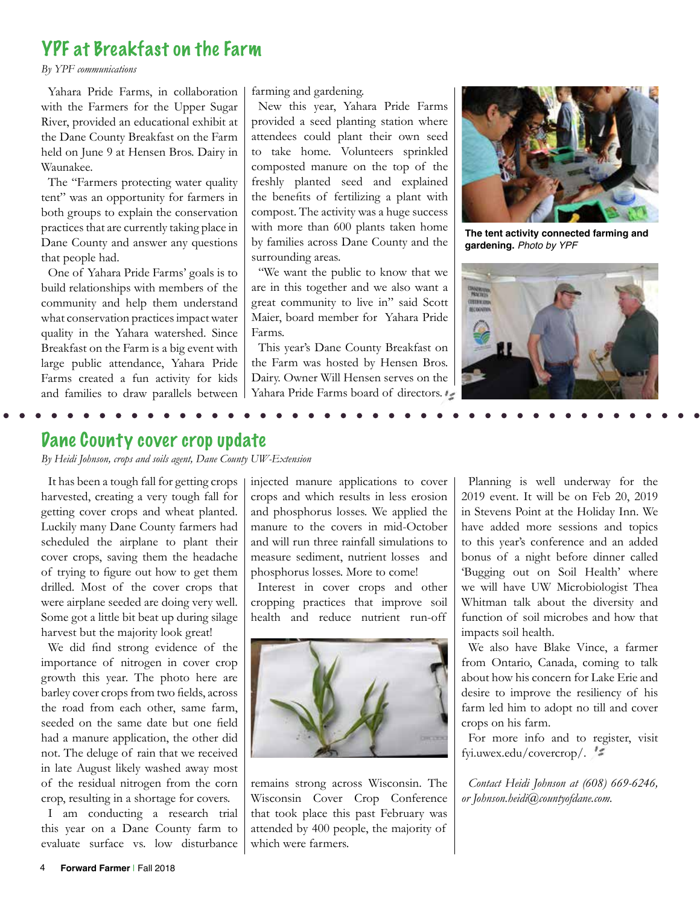# YPF at Breakfast on the Farm

*By YPF communications*

Yahara Pride Farms, in collaboration with the Farmers for the Upper Sugar River, provided an educational exhibit at the Dane County Breakfast on the Farm held on June 9 at Hensen Bros. Dairy in Waunakee.

The "Farmers protecting water quality tent" was an opportunity for farmers in both groups to explain the conservation practices that are currently taking place in Dane County and answer any questions that people had.

One of Yahara Pride Farms' goals is to build relationships with members of the community and help them understand what conservation practices impact water quality in the Yahara watershed. Since Breakfast on the Farm is a big event with large public attendance, Yahara Pride Farms created a fun activity for kids and families to draw parallels between farming and gardening.

New this year, Yahara Pride Farms provided a seed planting station where attendees could plant their own seed to take home. Volunteers sprinkled composted manure on the top of the freshly planted seed and explained the benefits of fertilizing a plant with compost. The activity was a huge success with more than 600 plants taken home by families across Dane County and the surrounding areas.

"We want the public to know that we are in this together and we also want a great community to live in" said Scott Maier, board member for Yahara Pride Farms.

This year's Dane County Breakfast on the Farm was hosted by Hensen Bros. Dairy. Owner Will Hensen serves on the Yahara Pride Farms board of directors.

**The tent activity connected farming and gardening.** *Photo by YPF*

# Dane County cover crop update

*By Heidi Johnson, crops and soils agent, Dane County UW-Extension*

It has been a tough fall for getting crops harvested, creating a very tough fall for getting cover crops and wheat planted. Luckily many Dane County farmers had scheduled the airplane to plant their cover crops, saving them the headache of trying to figure out how to get them drilled. Most of the cover crops that were airplane seeded are doing very well. Some got a little bit beat up during silage harvest but the majority look great!

We did find strong evidence of the importance of nitrogen in cover crop growth this year. The photo here are barley cover crops from two fields, across the road from each other, same farm, seeded on the same date but one field had a manure application, the other did not. The deluge of rain that we received in late August likely washed away most of the residual nitrogen from the corn crop, resulting in a shortage for covers.

I am conducting a research trial this year on a Dane County farm to evaluate surface vs. low disturbance injected manure applications to cover crops and which results in less erosion and phosphorus losses. We applied the manure to the covers in mid-October and will run three rainfall simulations to measure sediment, nutrient losses and phosphorus losses. More to come!

Interest in cover crops and other cropping practices that improve soil health and reduce nutrient run-off remains strong across Wisconsin. The Wisconsin Cover Crop Conference that took place this past February was attended by 400 people, the majority of which were farmers.

Planning is well underway for the 2019 event. It will be on Feb 20, 2019 in Stevens Point at the Holiday Inn. We have added more sessions and topics to this year's conference and an added bonus of a night before dinner called 'Bugging out on Soil Health' where we will have UW Microbiologist Thea Whitman talk about the diversity and function of soil microbes and how that impacts soil health.

We also have Blake Vince, a farmer from Ontario, Canada, coming to talk about how his concern for Lake Erie and desire to improve the resiliency of his farm led him to adopt no till and cover crops on his farm.

For more info and to register, visit fyi.uwex.edu/covercrop/.

*Contact Heidi Johnson at (608) 669-6246, or Johnson.heidi@countyofdane.com.*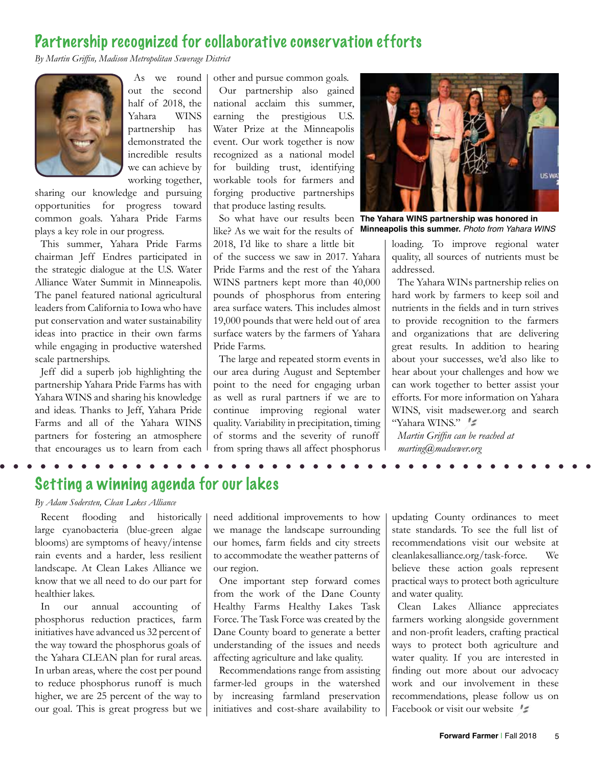## Partnership recognized for collaborative conservation efforts

*By Martin Griffin, Madison Metropolitan Sewerage District*

As we round out the second half of 2018, the Yahara WINS partnership has demonstrated the incredible results we can achieve by working together, sharing our knowledge and pursuing opportunities for progress toward common goals. Yahara Pride Farms plays a key role in our progress.

This summer, Yahara Pride Farms chairman Jeff Endres participated in the strategic dialogue at the U.S. Water Alliance Water Summit in Minneapolis. The panel featured national agricultural leaders from California to Iowa who have put conservation and water sustainability ideas into practice in their own farms while engaging in productive watershed scale partnerships.

Jeff did a superb job highlighting the partnership Yahara Pride Farms has with Yahara WINS and sharing his knowledge and ideas. Thanks to Jeff, Yahara Pride Farms and all of the Yahara WINS partners for fostering an atmosphere that encourages us to learn from each other and pursue common goals.

Our partnership also gained national acclaim this summer, earning the prestigious U.S. Water Prize at the Minneapolis event. Our work together is now recognized as a national model for building trust, identifying workable tools for farmers and forging productive partnerships that produce lasting results.

**The Yahara WINS partnership was honored in Minneapolis this summer.** *Photo from Yahara WINS*

So what have our results been like? As we wait for the results of 2018, I'd like to share a little bit of the success we saw in 2017. Yahara Pride Farms and the rest of the Yahara WINS partners kept more than 40,000 pounds of phosphorus from entering area surface waters. This includes almost 19,000 pounds that were held out of area surface waters by the farmers of Yahara Pride Farms.

The large and repeated storm events in our area during August and September point to the need for engaging urban as well as rural partners if we are to continue improving regional water quality. Variability in precipitation, timing of storms and the severity of runoff from spring thaws all affect phosphorus loading. To improve regional water quality, all sources of nutrients must be addressed.

The Yahara WINs partnership relies on hard work by farmers to keep soil and nutrients in the fields and in turn strives to provide recognition to the farmers and organizations that are delivering great results. In addition to hearing about your successes, we'd also like to hear about your challenges and how we can work together to better assist your efforts. For more information on Yahara WINS, visit madsewer.org and search "Yahara WINS."

*Martin Griffin can be reached at marting@madsewer.org*

## Setting a winning agenda for our lakes

*By Adam Sodersten, Clean Lakes Alliance*

Recent flooding and historically large cyanobacteria (blue-green algae blooms) are symptoms of heavy/intense rain events and a harder, less resilient landscape. At Clean Lakes Alliance we know that we all need to do our part for healthier lakes.

In our annual accounting of phosphorus reduction practices, farm initiatives have advanced us 32 percent of the way toward the phosphorus goals of the Yahara CLEAN plan for rural areas. In urban areas, where the cost per pound to reduce phosphorus runoff is much higher, we are 25 percent of the way to our goal. This is great progress but we need additional improvements to how we manage the landscape surrounding our homes, farm fields and city streets to accommodate the weather patterns of our region.

One important step forward comes from the work of the Dane County Healthy Farms Healthy Lakes Task Force. The Task Force was created by the Dane County board to generate a better understanding of the issues and needs affecting agriculture and lake quality.

Recommendations range from assisting farmer-led groups in the watershed by increasing farmland preservation initiatives and cost-share availability to updating County ordinances to meet state standards. To see the full list of recommendations visit our website at cleanlakesalliance.org/task-force. We believe these action goals represent practical ways to protect both agriculture and water quality.

Clean Lakes Alliance appreciates farmers working alongside government and non-profit leaders, crafting practical ways to protect both agriculture and water quality. If you are interested in finding out more about our advocacy work and our involvement in these recommendations, please follow us on Facebook or visit our website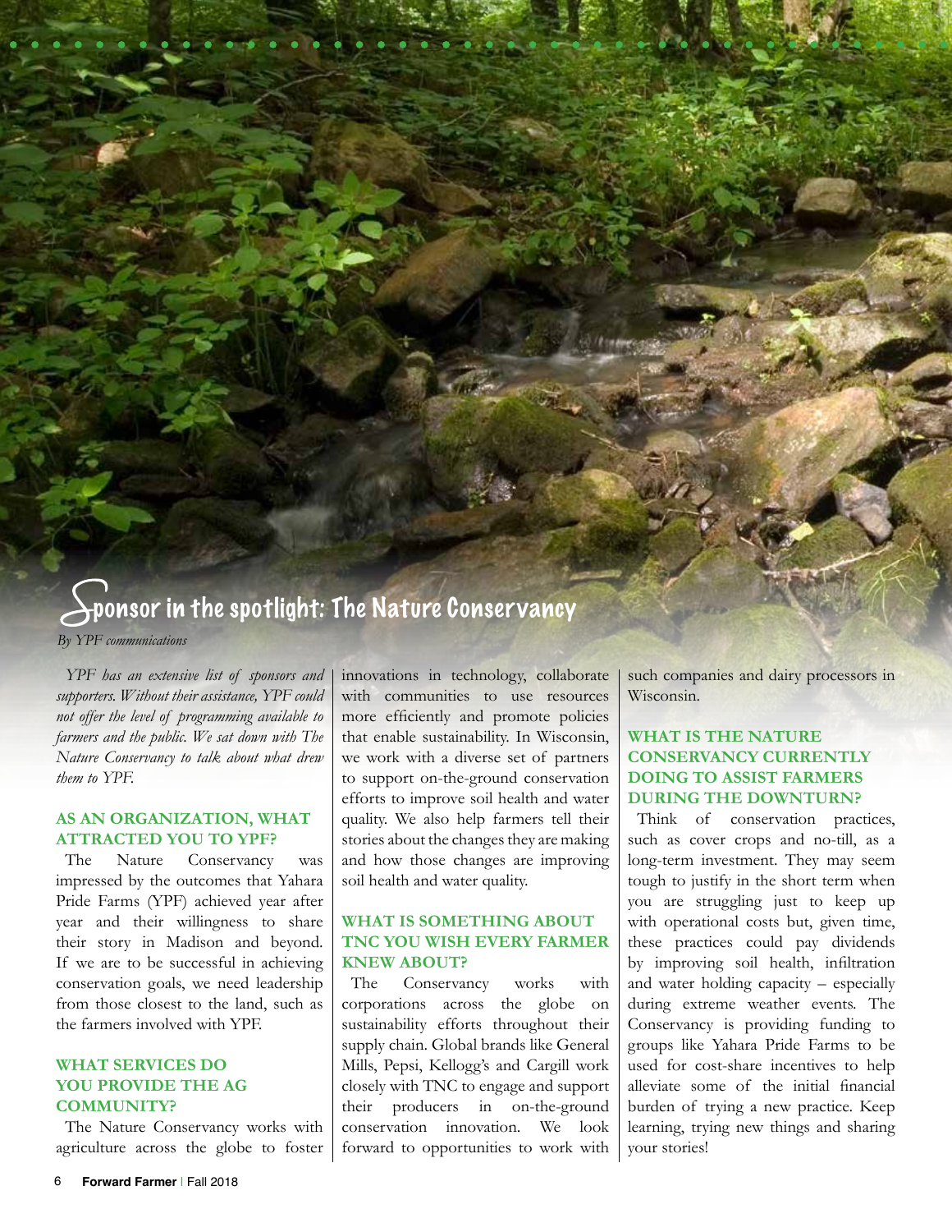# Sponsor in the spotlight: The Nature Conservancy

*By YPF communications*

*YPF has an extensive list of sponsors and supporters. Without their assistance, YPF could not offer the level of programming available to farmers and the public. We sat down with The Nature Conservancy to talk about what drew them to YPF.*

## AS AN ORGANIZATION, WHAT ATTRACTED YOU TO YPF?

The Nature Conservancy was impressed by the outcomes that Yahara Pride Farms (YPF) achieved year after year and their willingness to share their story in Madison and beyond. If we are to be successful in achieving conservation goals, we need leadership from those closest to the land, such as the farmers involved with YPF.

## WHAT SERVICES DO YOU PROVIDE THE AG COMMUNITY?

The Nature Conservancy works with agriculture across the globe to foster innovations in technology, collaborate with communities to use resources more efficiently and promote policies that enable sustainability. In Wisconsin, we work with a diverse set of partners to support on-the-ground conservation efforts to improve soil health and water quality. We also help farmers tell their stories about the changes they are making and how those changes are improving soil health and water quality.

## WHAT IS SOMETHING ABOUT TNC YOU WISH EVERY FARMER KNEW ABOUT?

The Conservancy works with corporations across the globe on sustainability efforts throughout their supply chain. Global brands like General Mills, Pepsi, Kellogg's and Cargill work closely with TNC to engage and support their producers in on-the-ground conservation innovation. We look forward to opportunities to work with such companies and dairy processors in Wisconsin.

## WHAT IS THE NATURE CONSERVANCY CURRENTLY DOING TO ASSIST FARMERS DURING THE DOWNTURN?

Think of conservation practices, such as cover crops and no-till, as a long-term investment. They may seem tough to justify in the short term when you are struggling just to keep up with operational costs but, given time, these practices could pay dividends by improving soil health, infiltration and water holding capacity – especially during extreme weather events. The Conservancy is providing funding to groups like Yahara Pride Farms to be used for cost-share incentives to help alleviate some of the initial financial burden of trying a new practice. Keep learning, trying new things and sharing your stories!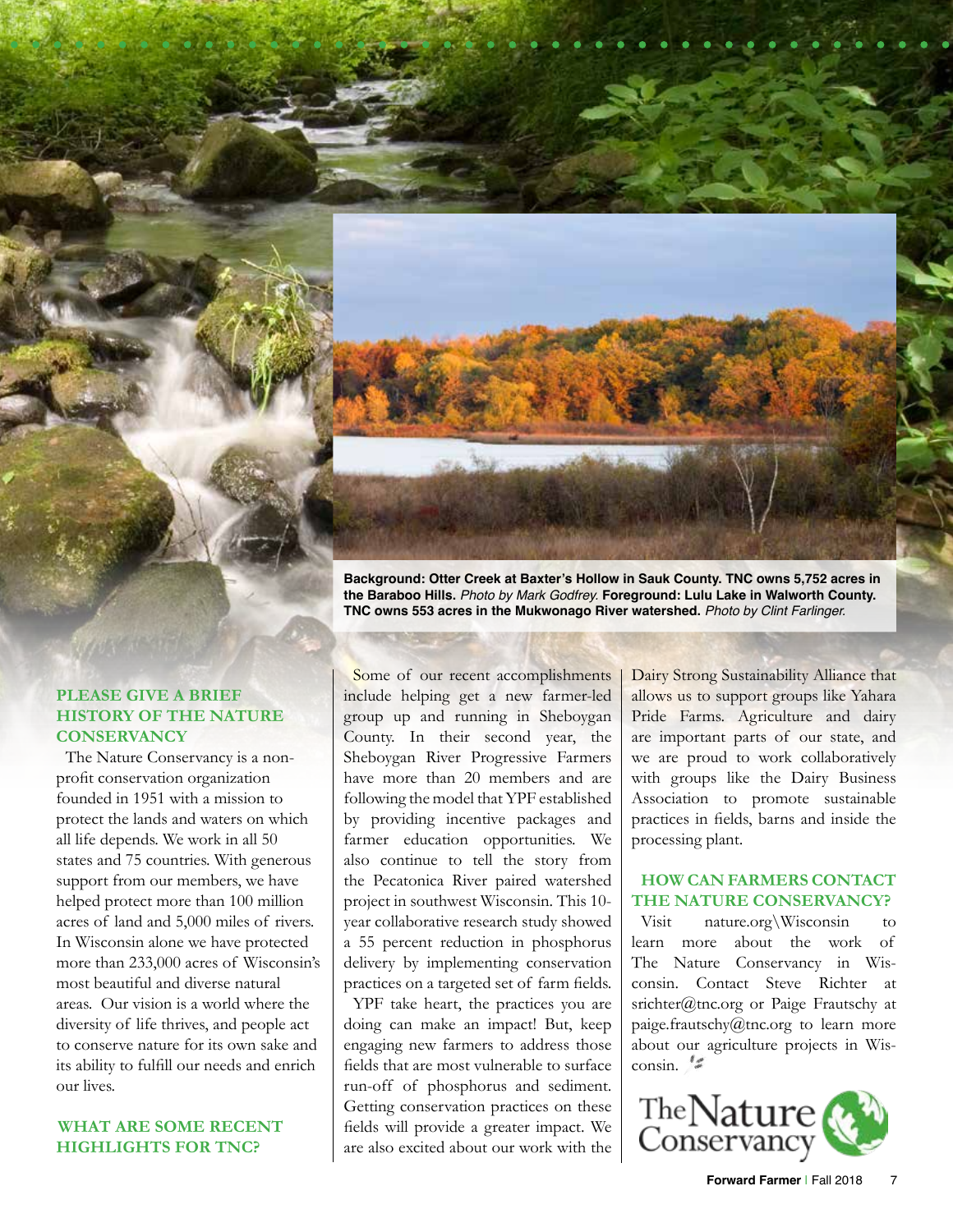**Background: Otter Creek at Baxter's Hollow in Sauk County. TNC owns 5,752 acres in the Baraboo Hills.** *Photo by Mark Godfrey.* **Foreground: Lulu Lake in Walworth County. TNC owns 553 acres in the Mukwonago River watershed.** *Photo by Clint Farlinger.*

### PLEASE GIVE A BRIEF HISTORY OF THE NATURE CONSERVANCY

The Nature Conservancy is a non-profit conservation organization founded in 1951 with a mission to protect the lands and waters on which all life depends. We work in all 50 states and 75 countries. With generous support from our members, we have helped protect more than 100 million acres of land and 5,000 miles of rivers. In Wisconsin alone we have protected more than 233,000 acres of Wisconsin's most beautiful and diverse natural areas. Our vision is a world where the diversity of life thrives, and people act to conserve nature for its own sake and its ability to fulfill our needs and enrich our lives.

### WHAT ARE SOME RECENT HIGHLIGHTS FOR TNC?

Some of our recent accomplishments include helping get a new farmer-led group up and running in Sheboygan County. In their second year, the Sheboygan River Progressive Farmers have more than 20 members and are following the model that YPF established by providing incentive packages and farmer education opportunities. We also continue to tell the story from the Pecatonica River paired watershed project in southwest Wisconsin. This 10-year collaborative research study showed a 55 percent reduction in phosphorus delivery by implementing conservation practices on a targeted set of farm fields.

YPF take heart, the practices you are doing can make an impact! But, keep engaging new farmers to address those fields that are most vulnerable to surface run-off of phosphorus and sediment. Getting conservation practices on these fields will provide a greater impact. We are also excited about our work with the Dairy Strong Sustainability Alliance that allows us to support groups like Yahara Pride Farms. Agriculture and dairy are important parts of our state, and we are proud to work collaboratively with groups like the Dairy Business Association to promote sustainable practices in fields, barns and inside the processing plant.

### HOW CAN FARMERS CONTACT THE NATURE CONSERVANCY?

Visit nature.org\Wisconsin to learn more about the work of The Nature Conservancy in Wisconsin. Contact Steve Richter at srichter@tnc.org or Paige Frautschy at paige.frautschy@tnc.org to learn more about our agriculture projects in Wisconsin.

The Nature Conservancy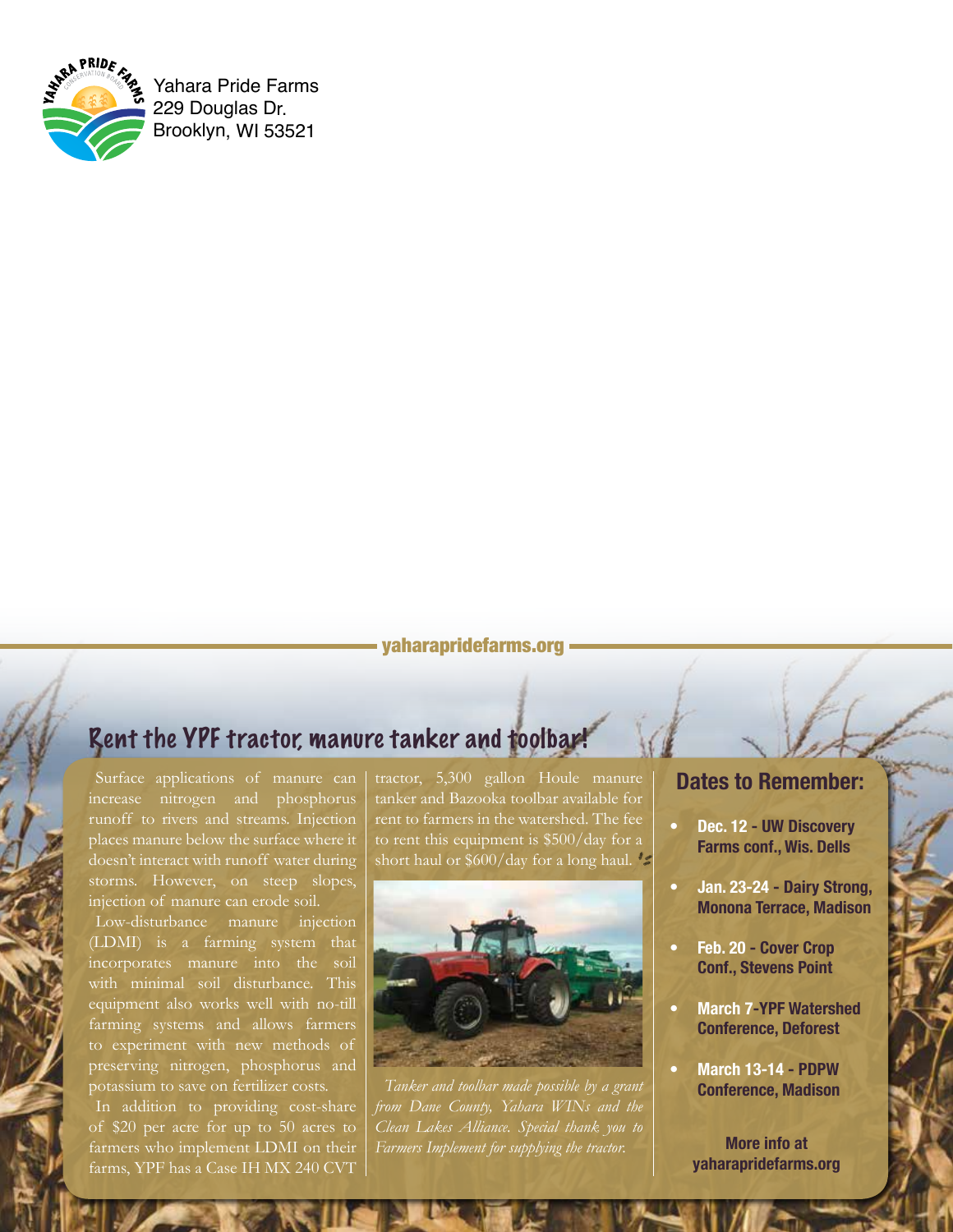Yahara Pride Farms
229 Douglas Dr.
Brooklyn, WI 53521

yaharapridefarms.org

## Rent the YPF tractor, manure tanker and toolbar!

Surface applications of manure can increase nitrogen and phosphorus runoff to rivers and streams. Injection places manure below the surface where it doesn't interact with runoff water during storms. However, on steep slopes, injection of manure can erode soil.

Low-disturbance manure injection (LDMI) is a farming system that incorporates manure into the soil with minimal soil disturbance. This equipment also works well with no-till farming systems and allows farmers to experiment with new methods of preserving nitrogen, phosphorus and potassium to save on fertilizer costs.

In addition to providing cost-share of $20 per acre for up to 50 acres to farmers who implement LDMI on their farms, YPF has a Case IH MX 240 CVT tractor, 5,300 gallon Houle manure tanker and Bazooka toolbar available for rent to farmers in the watershed. The fee to rent this equipment is $500/day for a short haul or $600/day for a long haul.

*Tanker and toolbar made possible by a grant from Dane County, Yahara WINs and the Clean Lakes Alliance. Special thank you to Farmers Implement for supplying the tractor.*

### Dates to Remember:

- **Dec. 12 - UW Discovery Farms conf., Wis. Dells**
- **Jan. 23-24 - Dairy Strong, Monona Terrace, Madison**
- **Feb. 20 - Cover Crop Conf., Stevens Point**
- **March 7-YPF Watershed Conference, Deforest**
- **March 13-14 - PDPW Conference, Madison**

**More info at yaharapridefarms.org**